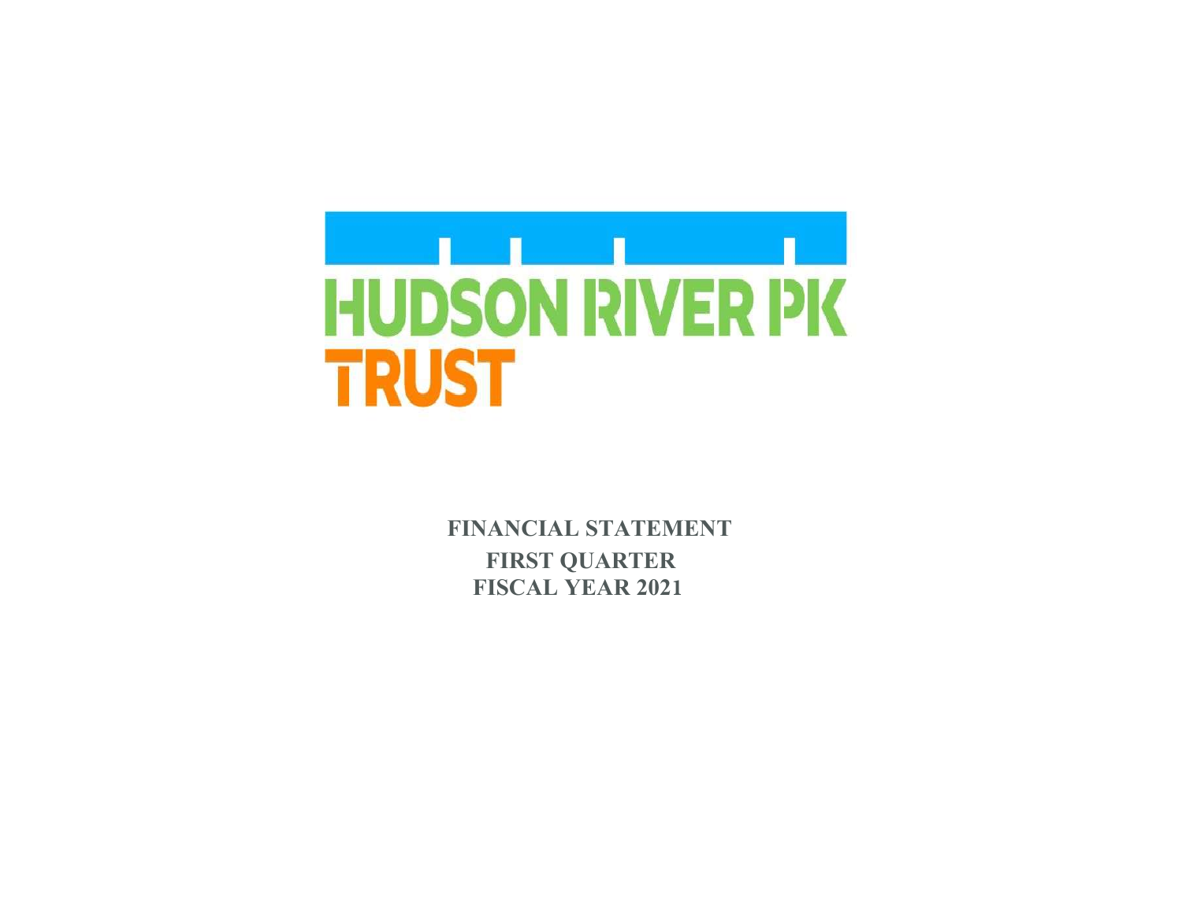HUDSON RIVER PK TRUST

# FINANCIAL STATEMENT

## FIRST QUARTER

## FISCAL YEAR 2021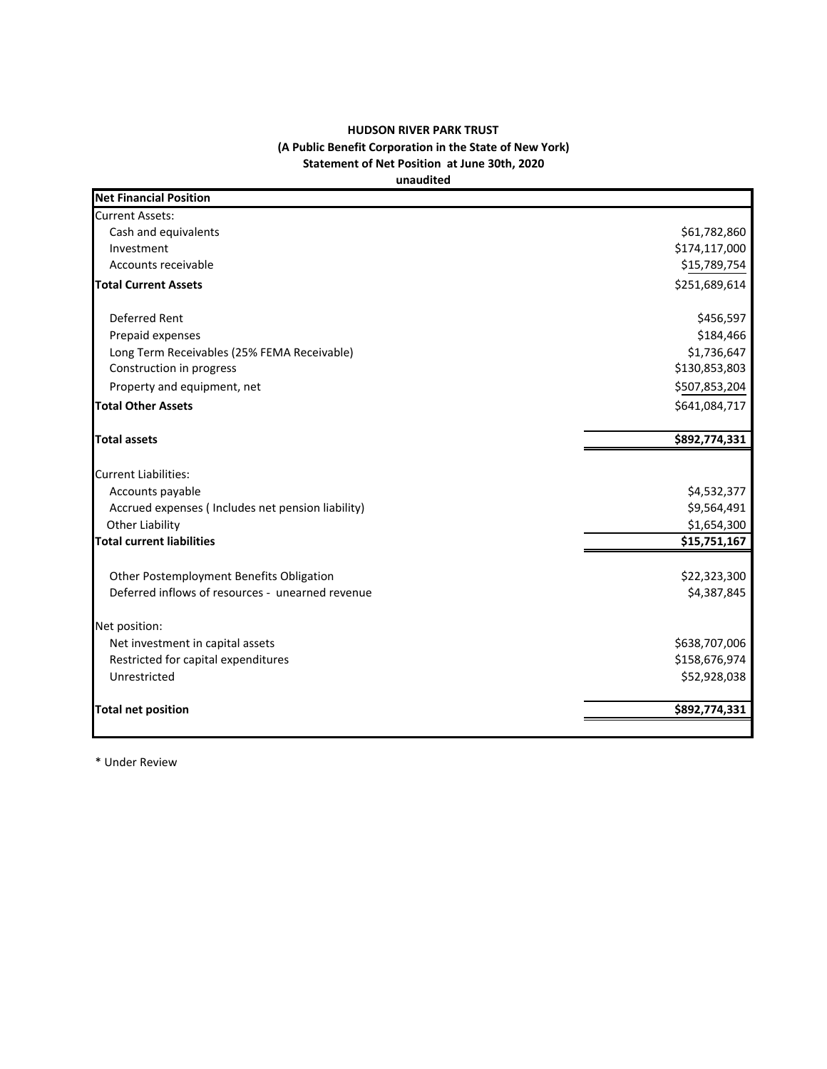**HUDSON RIVER PARK TRUST**

**(A Public Benefit Corporation in the State of New York)**

**Statement of Net Position at June 30th, 2020**

**unaudited**

| **Net Financial Position** | |
|---|---|
| Current Assets: | |
| Cash and equivalents | $61,782,860 |
| Investment | $174,117,000 |
| Accounts receivable | $15,789,754 |
| **Total Current Assets** | $251,689,614 |
| | |
| Deferred Rent | $456,597 |
| Prepaid expenses | $184,466 |
| Long Term Receivables (25% FEMA Receivable) | $1,736,647 |
| Construction in progress | $130,853,803 |
| Property and equipment, net | $507,853,204 |
| **Total Other Assets** | $641,084,717 |
| | |
| **Total assets** | **$892,774,331** |
| | |
| Current Liabilities: | |
| Accounts payable | $4,532,377 |
| Accrued expenses ( Includes net pension liability) | $9,564,491 |
| Other Liability | $1,654,300 |
| **Total current liabilities** | **$15,751,167** |
| | |
| Other Postemployment Benefits Obligation | $22,323,300 |
| Deferred inflows of resources - unearned revenue | $4,387,845 |
| | |
| Net position: | |
| Net investment in capital assets | $638,707,006 |
| Restricted for capital expenditures | $158,676,974 |
| Unrestricted | $52,928,038 |
| | |
| **Total net position** | **$892,774,331** |

* Under Review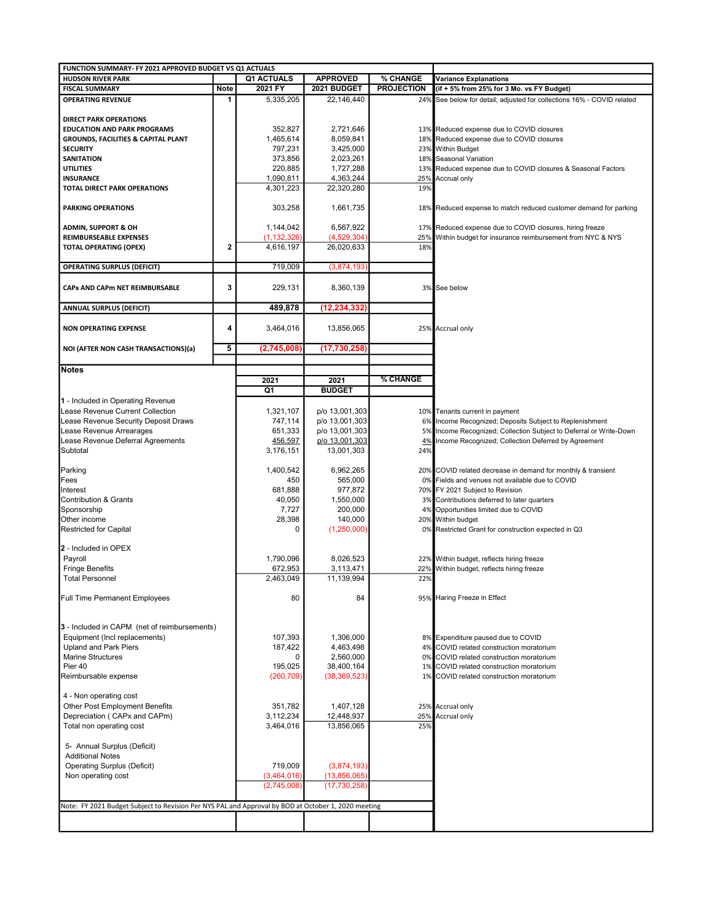| FUNCTION SUMMARY- FY 2021 APPROVED BUDGET VS Q1 ACTUALS | | | | | |
|---|---|---|---|---|---|
| HUDSON RIVER PARK | | Q1 ACTUALS | APPROVED | % CHANGE | Variance Explanations |
| FISCAL SUMMARY | Note | 2021 FY | 2021 BUDGET | PROJECTION | (if + 5% from 25% for 3 Mo. vs FY Budget) |
| OPERATING REVENUE | 1 | 5,335,205 | 22,146,440 | 24% | See below for detail; adjusted for collections 16% - COVID related |
| DIRECT PARK OPERATIONS | | | | | |
| EDUCATION AND PARK PROGRAMS | | 352,827 | 2,721,646 | 13% | Reduced expense due to COVID closures |
| GROUNDS, FACILITIES & CAPITAL PLANT | | 1,465,614 | 8,059,841 | 18% | Reduced expense due to COVID closures |
| SECURITY | | 797,231 | 3,425,000 | 23% | Within Budget |
| SANITATION | | 373,856 | 2,023,261 | 18% | Seasonal Variation |
| UTILITIES | | 220,885 | 1,727,288 | 13% | Reduced expense due to COVID closures & Seasonal Factors |
| INSURANCE | | 1,090,811 | 4,363,244 | 25% | Accrual only |
| TOTAL DIRECT PARK OPERATIONS | | 4,301,223 | 22,320,280 | 19% | |
| PARKING OPERATIONS | | 303,258 | 1,661,735 | 18% | Reduced expense to match reduced customer demand for parking |
| ADMIN, SUPPORT & OH | | 1,144,042 | 6,567,922 | 17% | Reduced expense due to COVID closures, hiring freeze |
| REIMBURSEABLE EXPENSES | | (1,132,326) | (4,529,304) | 25% | Within budget for insurance reimbursement from NYC & NYS |
| TOTAL OPERATING (OPEX) | 2 | 4,616,197 | 26,020,633 | 18% | |
| OPERATING SURPLUS (DEFICIT) | | 719,009 | (3,874,193) | | |
| CAPx AND CAPm NET REIMBURSABLE | 3 | 229,131 | 8,360,139 | 3% | See below |
| ANNUAL SURPLUS (DEFICIT) | | **489,878** | **(12,234,332)** | | |
| NON OPERATING EXPENSE | 4 | 3,464,016 | 13,856,065 | 25% | Accrual only |
| NOI (AFTER NON CASH TRANSACTIONS)(a) | 5 | **(2,745,008)** | **(17,730,258)** | | |

**Notes**

| | 2021 Q1 | 2021 BUDGET | % CHANGE | |
|---|---|---|---|---|
| **1** - Included in Operating Revenue | | | | |
| Lease Revenue Current Collection | 1,321,107 | p/o 13,001,303 | 10% | Tenants current in payment |
| Lease Revenue Security Deposit Draws | 747,114 | p/o 13,001,303 | 6% | Income Recognized; Deposits Subject to Replenishment |
| Lease Revenue Arrearages | 651,333 | p/o 13,001,303 | 5% | Income Recognized; Collection Subject to Deferral or Write-Down |
| Lease Revenue Deferral Agreements | 456,597 | p/o 13,001,303 | 4% | Income Recognized; Collection Deferred by Agreement |
| Subtotal | 3,176,151 | 13,001,303 | 24% | |
| Parking | 1,400,542 | 6,962,265 | 20% | COVID related decrease in demand for monthly & transient |
| Fees | 450 | 565,000 | 0% | Fields and venues not available due to COVID |
| Interest | 681,888 | 977,872 | 70% | FY 2021 Subject to Revision |
| Contribution & Grants | 40,050 | 1,550,000 | 3% | Contributions deferred to later quarters |
| Sponsorship | 7,727 | 200,000 | 4% | Opportunities limited due to COVID |
| Other income | 28,398 | 140,000 | 20% | Within budget |
| Restricted for Capital | 0 | (1,250,000) | 0% | Restricted Grant for construction expected in Q3 |
| **2** - Included in OPEX | | | | |
| Payroll | 1,790,096 | 8,026,523 | 22% | Within budget, reflects hiring freeze |
| Fringe Benefits | 672,953 | 3,113,471 | 22% | Within budget, reflects hiring freeze |
| Total Personnel | 2,463,049 | 11,139,994 | 22% | |
| Full Time Permanent Employees | 80 | 84 | 95% | Haring Freeze in Effect |
| **3** - Included in CAPM (net of reimbursements) | | | | |
| Equipment (Incl replacements) | 107,393 | 1,306,000 | 8% | Expenditure paused due to COVID |
| Upland and Park Piers | 187,422 | 4,463,498 | 4% | COVID related construction moratorium |
| Marine Structures | 0 | 2,560,000 | 0% | COVID related construction moratorium |
| Pier 40 | 195,025 | 38,400,164 | 1% | COVID related construction moratorium |
| Reimbursable expense | (260,709) | (38,369,523) | 1% | COVID related construction moratorium |
| 4 - Non operating cost | | | | |
| Other Post Employment Benefits | 351,782 | 1,407,128 | 25% | Accrual only |
| Depreciation ( CAPx and CAPm) | 3,112,234 | 12,448,937 | 25% | Accrual only |
| Total non operating cost | 3,464,016 | 13,856,065 | 25% | |
| 5- Annual Surplus (Deficit) | | | | |
| Additional Notes | | | | |
| Operating Surplus (Deficit) | 719,009 | (3,874,193) | | |
| Non operating cost | (3,464,016) | (13,856,065) | | |
| | (2,745,008) | (17,730,258) | | |

Note: FY 2021 Budget Subject to Revision Per NYS PAL and Approval by BOD at October 1, 2020 meeting